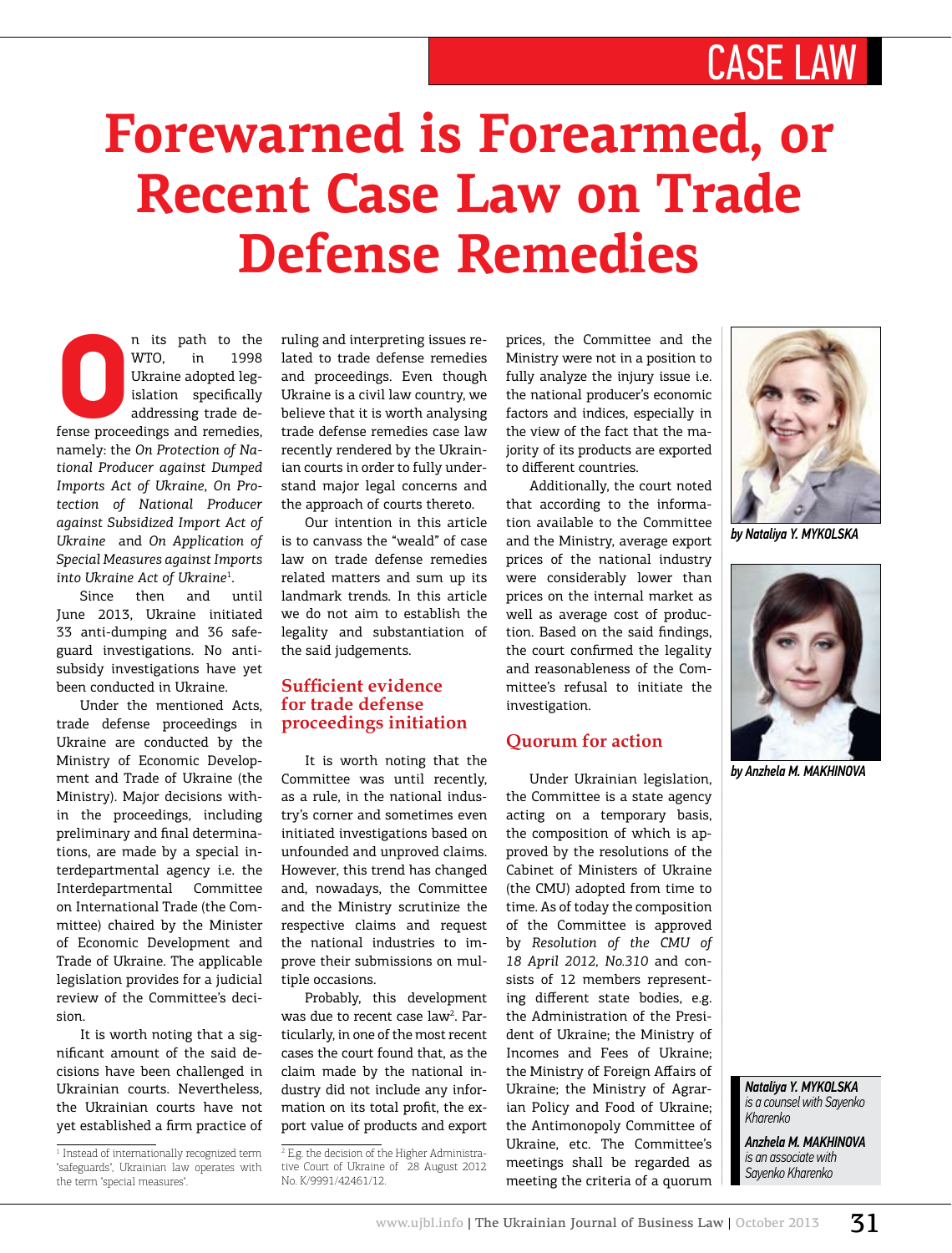CASE LAW

# Forewarned is Forearmed, or Recent Case Law on Trade Defense Remedies

*by Nataliya Y. MYKOLSKA*

*by Anzhela M. MAKHINOVA*

On its path to the WTO, in 1998 Ukraine adopted legislation specifically addressing trade defense proceedings and remedies, namely: the *On Protection of National Producer against Dumped Imports Act of Ukraine*, *On Protection of National Producer against Subsidized Import Act of Ukraine* and *On Application of Special Measures against Imports into Ukraine Act of Ukraine*[1].

Since then and until June 2013, Ukraine initiated 33 anti-dumping and 36 safeguard investigations. No anti-subsidy investigations have yet been conducted in Ukraine.

Under the mentioned Acts, trade defense proceedings in Ukraine are conducted by the Ministry of Economic Development and Trade of Ukraine (the Ministry). Major decisions within the proceedings, including preliminary and final determinations, are made by a special interdepartmental agency i.e. the Interdepartmental Committee on International Trade (the Committee) chaired by the Minister of Economic Development and Trade of Ukraine. The applicable legislation provides for a judicial review of the Committee's decision.

It is worth noting that a significant amount of the said decisions have been challenged in Ukrainian courts. Nevertheless, the Ukrainian courts have not yet established a firm practice of ruling and interpreting issues related to trade defense remedies and proceedings. Even though Ukraine is a civil law country, we believe that it is worth analysing trade defense remedies case law recently rendered by the Ukrainian courts in order to fully understand major legal concerns and the approach of courts thereto.

Our intention in this article is to canvass the "weald" of case law on trade defense remedies related matters and sum up its landmark trends. In this article we do not aim to establish the legality and substantiation of the said judgements.

## Sufficient evidence for trade defense proceedings initiation

It is worth noting that the Committee was until recently, as a rule, in the national industry's corner and sometimes even initiated investigations based on unfounded and unproved claims. However, this trend has changed and, nowadays, the Committee and the Ministry scrutinize the respective claims and request the national industries to improve their submissions on multiple occasions.

Probably, this development was due to recent case law[2]. Particularly, in one of the most recent cases the court found that, as the claim made by the national industry did not include any information on its total profit, the export value of products and export prices, the Committee and the Ministry were not in a position to fully analyze the injury issue i.e. the national producer's economic factors and indices, especially in the view of the fact that the majority of its products are exported to different countries.

Additionally, the court noted that according to the information available to the Committee and the Ministry, average export prices of the national industry were considerably lower than prices on the internal market as well as average cost of production. Based on the said findings, the court confirmed the legality and reasonableness of the Committee's refusal to initiate the investigation.

## Quorum for action

Under Ukrainian legislation, the Committee is a state agency acting on a temporary basis, the composition of which is approved by the resolutions of the Cabinet of Ministers of Ukraine (the CMU) adopted from time to time. As of today the composition of the Committee is approved by *Resolution of the CMU of 18 April 2012, No.310* and consists of 12 members representing different state bodies, e.g. the Administration of the President of Ukraine; the Ministry of Incomes and Fees of Ukraine; the Ministry of Foreign Affairs of Ukraine; the Ministry of Agrarian Policy and Food of Ukraine; the Antimonopoly Committee of Ukraine, etc. The Committee's meetings shall be regarded as meeting the criteria of a quorum

---

[1] Instead of internationally recognized term 'safeguards', Ukrainian law operates with the term 'special measures'.

[2] E.g. the decision of the Higher Administrative Court of Ukraine of 28 August 2012 No. K/9991/42461/12.

**Nataliya Y. MYKOLSKA** is a counsel with Sayenko Kharenko

**Anzhela M. MAKHINOVA** is an associate with Sayenko Kharenko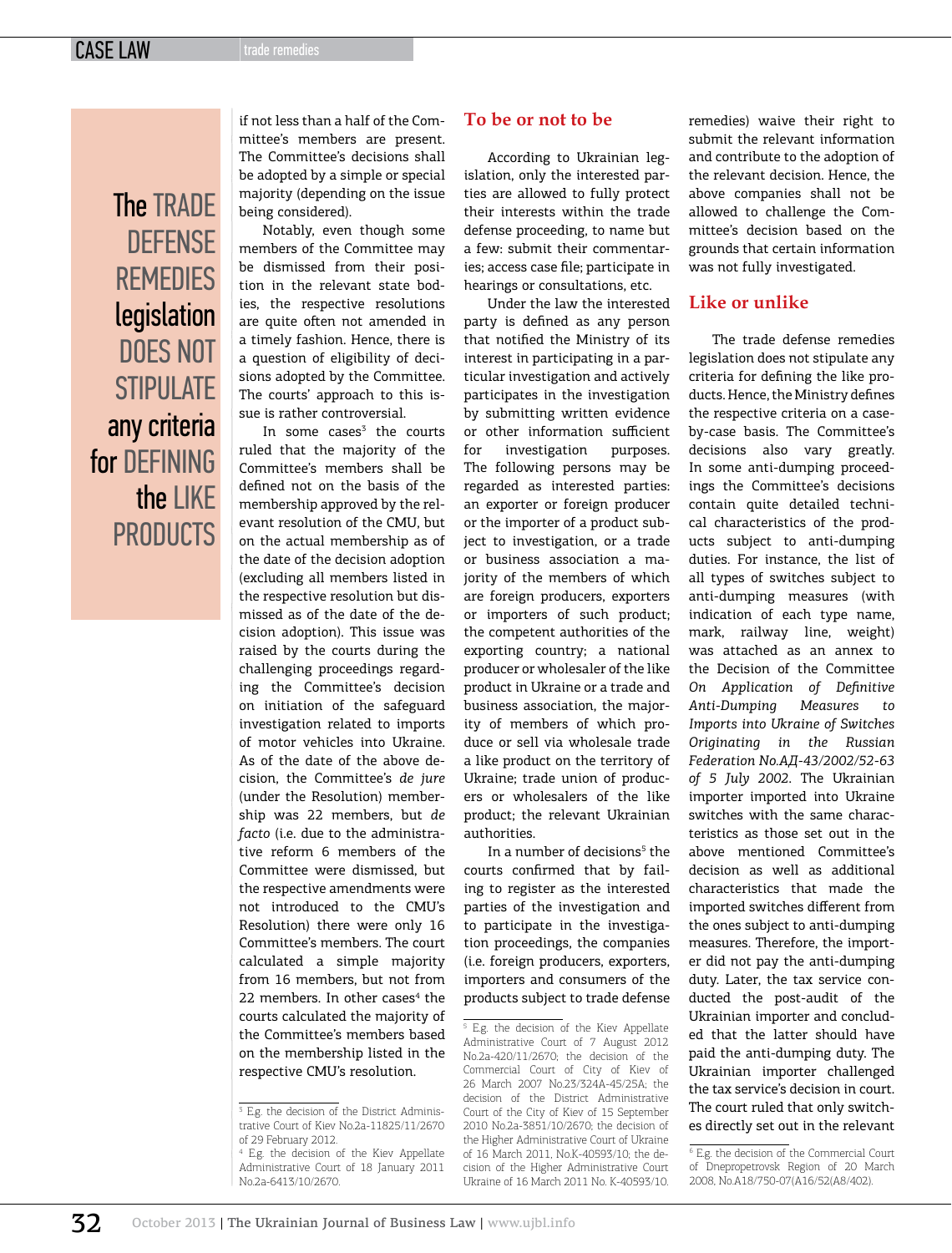> The TRADE DEFENSE REMEDIES legislation DOES NOT STIPULATE any criteria for DEFINING the LIKE PRODUCTS

if not less than a half of the Committee's members are present. The Committee's decisions shall be adopted by a simple or special majority (depending on the issue being considered).

Notably, even though some members of the Committee may be dismissed from their position in the relevant state bodies, the respective resolutions are quite often not amended in a timely fashion. Hence, there is a question of eligibility of decisions adopted by the Committee. The courts' approach to this issue is rather controversial.

In some cases[3] the courts ruled that the majority of the Committee's members shall be defined not on the basis of the membership approved by the relevant resolution of the CMU, but on the actual membership as of the date of the decision adoption (excluding all members listed in the respective resolution but dismissed as of the date of the decision adoption). This issue was raised by the courts during the challenging proceedings regarding the Committee's decision on initiation of the safeguard investigation related to imports of motor vehicles into Ukraine. As of the date of the above decision, the Committee's *de jure* (under the Resolution) membership was 22 members, but *de facto* (i.e. due to the administrative reform 6 members of the Committee were dismissed, but the respective amendments were not introduced to the CMU's Resolution) there were only 16 Committee's members. The court calculated a simple majority from 16 members, but not from 22 members. In other cases[4] the courts calculated the majority of the Committee's members based on the membership listed in the respective CMU's resolution.

## To be or not to be

According to Ukrainian legislation, only the interested parties are allowed to fully protect their interests within the trade defense proceeding, to name but a few: submit their commentaries; access case file; participate in hearings or consultations, etc.

Under the law the interested party is defined as any person that notified the Ministry of its interest in participating in a particular investigation and actively participates in the investigation by submitting written evidence or other information sufficient for investigation purposes. The following persons may be regarded as interested parties: an exporter or foreign producer or the importer of a product subject to investigation, or a trade or business association a majority of the members of which are foreign producers, exporters or importers of such product; the competent authorities of the exporting country; a national producer or wholesaler of the like product in Ukraine or a trade and business association, the majority of members of which produce or sell via wholesale trade a like product on the territory of Ukraine; trade union of producers or wholesalers of the like product; the relevant Ukrainian authorities.

In a number of decisions[5] the courts confirmed that by failing to register as the interested parties of the investigation and to participate in the investigation proceedings, the companies (i.e. foreign producers, exporters, importers and consumers of the products subject to trade defense remedies) waive their right to submit the relevant information and contribute to the adoption of the relevant decision. Hence, the above companies shall not be allowed to challenge the Committee's decision based on the grounds that certain information was not fully investigated.

## Like or unlike

The trade defense remedies legislation does not stipulate any criteria for defining the like products. Hence, the Ministry defines the respective criteria on a case-by-case basis. The Committee's decisions also vary greatly. In some anti-dumping proceedings the Committee's decisions contain quite detailed technical characteristics of the products subject to anti-dumping duties. For instance, the list of all types of switches subject to anti-dumping measures (with indication of each type name, mark, railway line, weight) was attached as an annex to the Decision of the Committee *On Application of Definitive Anti-Dumping Measures to Imports into Ukraine of Switches Originating in the Russian Federation No.АД-43/2002/52-63 of 5 July 2002*. The Ukrainian importer imported into Ukraine switches with the same characteristics as those set out in the above mentioned Committee's decision as well as additional characteristics that made the imported switches different from the ones subject to anti-dumping measures. Therefore, the importer did not pay the anti-dumping duty. Later, the tax service conducted the post-audit of the Ukrainian importer and concluded that the latter should have paid the anti-dumping duty. The Ukrainian importer challenged the tax service's decision in court. The court ruled that only switches directly set out in the relevant

---

[3] E.g. the decision of the District Administrative Court of Kiev No.2a-11825/11/2670 of 29 February 2012.

[4] E.g. the decision of the Kiev Appellate Administrative Court of 18 January 2011 No.2a-6413/10/2670.

[5] E.g. the decision of the Kiev Appellate Administrative Court of 7 August 2012 No.2a-420/11/2670; the decision of the Commercial Court of City of Kiev of 26 March 2007 No.23/324A-45/25A; the decision of the District Administrative Court of the City of Kiev of 15 September 2010 No.2a-3851/10/2670; the decision of the Higher Administrative Court of Ukraine of 16 March 2011, No.K-40593/10; the decision of the Higher Administrative Court Ukraine of 16 March 2011 No. K-40593/10.

[6] E.g. the decision of the Commercial Court of Dnepropetrovsk Region of 20 March 2008, No.A18/750-07(A16/52(A8/402).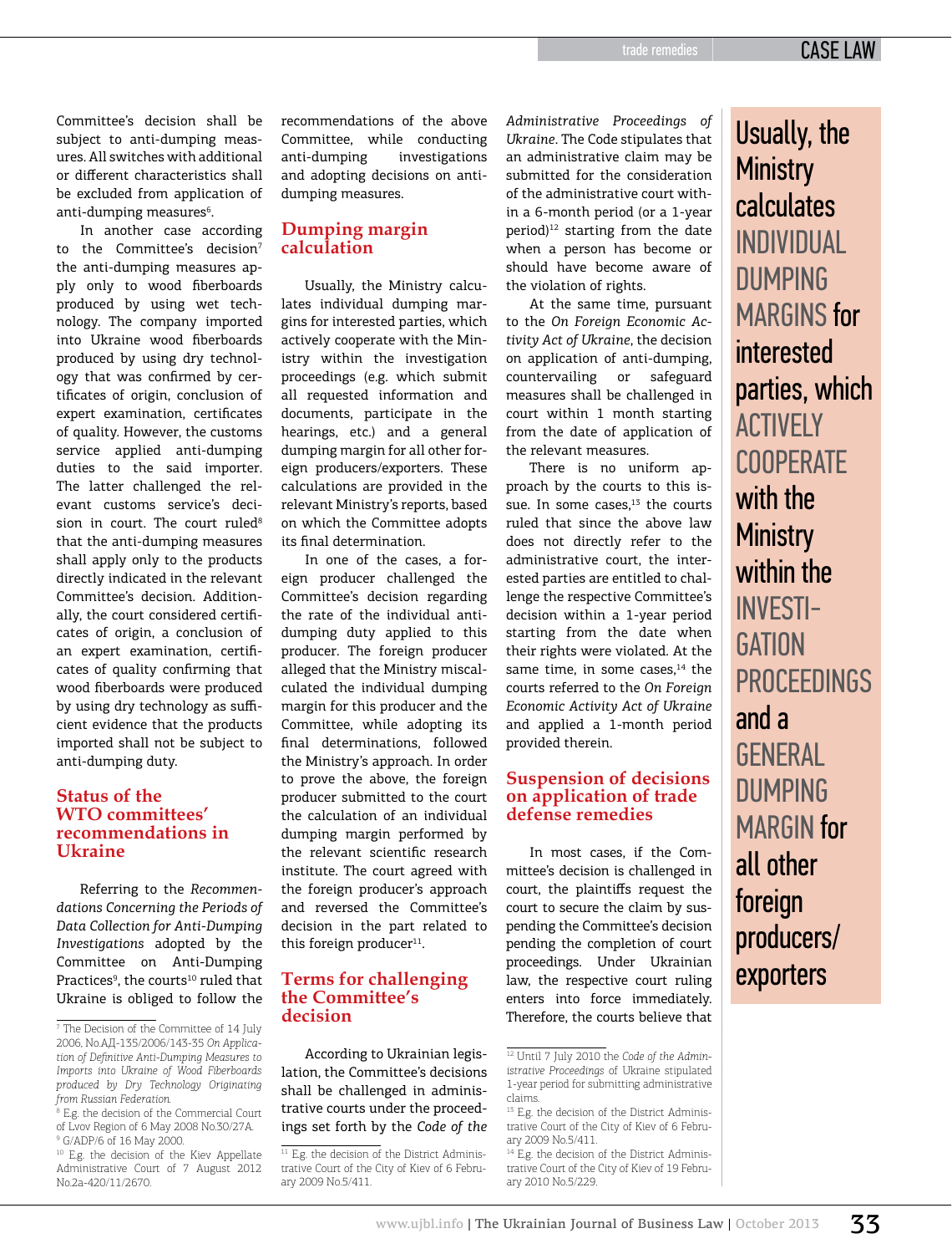Committee's decision shall be subject to anti-dumping measures. All switches with additional or different characteristics shall be excluded from application of anti-dumping measures[6].

In another case according to the Committee's decision[7] the anti-dumping measures apply only to wood fiberboards produced by using wet technology. The company imported into Ukraine wood fiberboards produced by using dry technology that was confirmed by certificates of origin, conclusion of expert examination, certificates of quality. However, the customs service applied anti-dumping duties to the said importer. The latter challenged the relevant customs service's decision in court. The court ruled[8] that the anti-dumping measures shall apply only to the products directly indicated in the relevant Committee's decision. Additionally, the court considered certificates of origin, a conclusion of an expert examination, certificates of quality confirming that wood fiberboards were produced by using dry technology as sufficient evidence that the products imported shall not be subject to anti-dumping duty.

## Status of the WTO committees' recommendations in Ukraine

Referring to the *Recommendations Concerning the Periods of Data Collection for Anti-Dumping Investigations* adopted by the Committee on Anti-Dumping Practices[9], the courts[10] ruled that Ukraine is obliged to follow the recommendations of the above Committee, while conducting anti-dumping investigations and adopting decisions on anti-dumping measures.

## Dumping margin calculation

Usually, the Ministry calculates individual dumping margins for interested parties, which actively cooperate with the Ministry within the investigation proceedings (e.g. which submit all requested information and documents, participate in the hearings, etc.) and a general dumping margin for all other foreign producers/exporters. These calculations are provided in the relevant Ministry's reports, based on which the Committee adopts its final determination.

> Usually, the Ministry calculates INDIVIDUAL DUMPING MARGINS for interested parties, which ACTIVELY COOPERATE with the Ministry within the INVESTIGATION PROCEEDINGS and a GENERAL DUMPING MARGIN for all other foreign producers/exporters

In one of the cases, a foreign producer challenged the Committee's decision regarding the rate of the individual anti-dumping duty applied to this producer. The foreign producer alleged that the Ministry miscalculated the individual dumping margin for this producer and the Committee, while adopting its final determinations, followed the Ministry's approach. In order to prove the above, the foreign producer submitted to the court the calculation of an individual dumping margin performed by the relevant scientific research institute. The court agreed with the foreign producer's approach and reversed the Committee's decision in the part related to this foreign producer[11].

## Terms for challenging the Committee's decision

According to Ukrainian legislation, the Committee's decisions shall be challenged in administrative courts under the proceedings set forth by the *Code of the Administrative Proceedings of Ukraine*. The Code stipulates that an administrative claim may be submitted for the consideration of the administrative court within a 6-month period (or a 1-year period)[12] starting from the date when a person has become or should have become aware of the violation of rights.

At the same time, pursuant to the *On Foreign Economic Activity Act of Ukraine*, the decision on application of anti-dumping, countervailing or safeguard measures shall be challenged in court within 1 month starting from the date of application of the relevant measures.

There is no uniform approach by the courts to this issue. In some cases,[13] the courts ruled that since the above law does not directly refer to the administrative court, the interested parties are entitled to challenge the respective Committee's decision within a 1-year period starting from the date when their rights were violated. At the same time, in some cases,[14] the courts referred to the *On Foreign Economic Activity Act of Ukraine* and applied a 1-month period provided therein.

## Suspension of decisions on application of trade defense remedies

In most cases, if the Committee's decision is challenged in court, the plaintiffs request the court to secure the claim by suspending the Committee's decision pending the completion of court proceedings. Under Ukrainian law, the respective court ruling enters into force immediately. Therefore, the courts believe that

---

[7] The Decision of the Committee of 14 July 2006, No.АД-135/2006/143-35 *On Application of Definitive Anti-Dumping Measures to Imports into Ukraine of Wood Fiberboards produced by Dry Technology Originating from Russian Federation*.

[8] E.g. the decision of the Commercial Court of Lvov Region of 6 May 2008 No.30/27A.

[9] G/ADP/6 of 16 May 2000.

[10] E.g. the decision of the Kiev Appellate Administrative Court of 7 August 2012 No.2a-420/11/2670.

[11] E.g. the decision of the District Administrative Court of the City of Kiev of 6 February 2009 No.5/411.

[12] Until 7 July 2010 the *Code of the Administrative Proceedings* of Ukraine stipulated 1-year period for submitting administrative claims.

[13] E.g. the decision of the District Administrative Court of the City of Kiev of 6 February 2009 No.5/411.

[14] E.g. the decision of the District Administrative Court of the City of Kiev of 19 February 2010 No.5/229.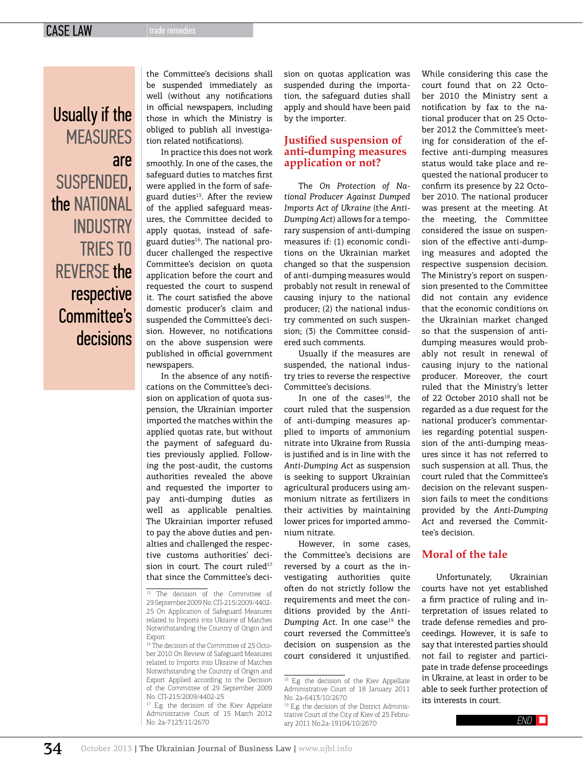the Committee's decisions shall be suspended immediately as well (without any notifications in official newspapers, including those in which the Ministry is obliged to publish all investigation related notifications).

In practice this does not work smoothly. In one of the cases, the safeguard duties to matches first were applied in the form of safeguard duties[15]. After the review of the applied safeguard measures, the Committee decided to apply quotas, instead of safeguard duties[16]. The national producer challenged the respective Committee's decision on quota application before the court and requested the court to suspend it. The court satisfied the above domestic producer's claim and suspended the Committee's decision. However, no notifications on the above suspension were published in official government newspapers.

In the absence of any notifications on the Committee's decision on application of quota suspension, the Ukrainian importer imported the matches within the applied quotas rate, but without the payment of safeguard duties previously applied. Following the post-audit, the customs authorities revealed the above and requested the importer to pay anti-dumping duties as well as applicable penalties. The Ukrainian importer refused to pay the above duties and penalties and challenged the respective customs authorities' decision in court. The court ruled[17] that since the Committee's decision on quotas application was suspended during the importation, the safeguard duties shall apply and should have been paid by the importer.

> Usually if the MEASURES are SUSPENDED, the NATIONAL INDUSTRY TRIES TO REVERSE the respective Committee's decisions

## Justified suspension of anti-dumping measures application or not?

The *On Protection of National Producer Against Dumped Imports Act of Ukraine* (the *Anti-Dumping Act*) allows for a temporary suspension of anti-dumping measures if: (1) economic conditions on the Ukrainian market changed so that the suspension of anti-dumping measures would probably not result in renewal of causing injury to the national producer; (2) the national industry commented on such suspension; (3) the Committee considered such comments.

Usually if the measures are suspended, the national industry tries to reverse the respective Committee's decisions.

In one of the cases[18], the court ruled that the suspension of anti-dumping measures applied to imports of ammonium nitrate into Ukraine from Russia is justified and is in line with the *Anti-Dumping Act* as suspension is seeking to support Ukrainian agricultural producers using ammonium nitrate as fertilizers in their activities by maintaining lower prices for imported ammonium nitrate.

However, in some cases, the Committee's decisions are reversed by a court as the investigating authorities quite often do not strictly follow the requirements and meet the conditions provided by the *Anti-Dumping Act*. In one case[19] the court reversed the Committee's decision on suspension as the court considered it unjustified. While considering this case the court found that on 22 October 2010 the Ministry sent a notification by fax to the national producer that on 25 October 2012 the Committee's meeting for consideration of the effective anti-dumping measures status would take place and requested the national producer to confirm its presence by 22 October 2010. The national producer was present at the meeting. At the meeting, the Committee considered the issue on suspension of the effective anti-dumping measures and adopted the respective suspension decision. The Ministry's report on suspension presented to the Committee did not contain any evidence that the economic conditions on the Ukrainian market changed so that the suspension of anti-dumping measures would probably not result in renewal of causing injury to the national producer. Moreover, the court ruled that the Ministry's letter of 22 October 2010 shall not be regarded as a due request for the national producer's commentaries regarding potential suspension of the anti-dumping measures since it has not referred to such suspension at all. Thus, the court ruled that the Committee's decision on the relevant suspension fails to meet the conditions provided by the *Anti-Dumping Act* and reversed the Committee's decision.

## Moral of the tale

Unfortunately, Ukrainian courts have not yet established a firm practice of ruling and interpretation of issues related to trade defense remedies and proceedings. However, it is safe to say that interested parties should not fail to register and participate in trade defense proceedings in Ukraine, at least in order to be able to seek further protection of its interests in court.

END

---

[15] The decision of the Committee of 29 September 2009 No. СП-215/2009/4402-25 On Application of Safeguard Measures related to Imports into Ukraine of Matches Notwithstanding the Country of Origin and Export

[16] The decision of the Committee of 25 October 2010 On Review of Safeguard Measures related to Imports into Ukraine of Matches Notwithstanding the Country of Origin and Export Applied according to the Decision of the Committee of 29 September 2009 No. СП-215/2009/4402-25

[17] Eg. the decision of the Kiev Appelate Administrative Court of 15 March 2012 No. 2a-7123/11/2670

[18] Eg. the decision of the Kiev Appellate Administrative Court of 18 January 2011 No. 2a-6413/10/2670

[19] Eg. the decision of the District Administrative Court of the City of Kiev of 25 February 2011 No.2a-19104/10/2670